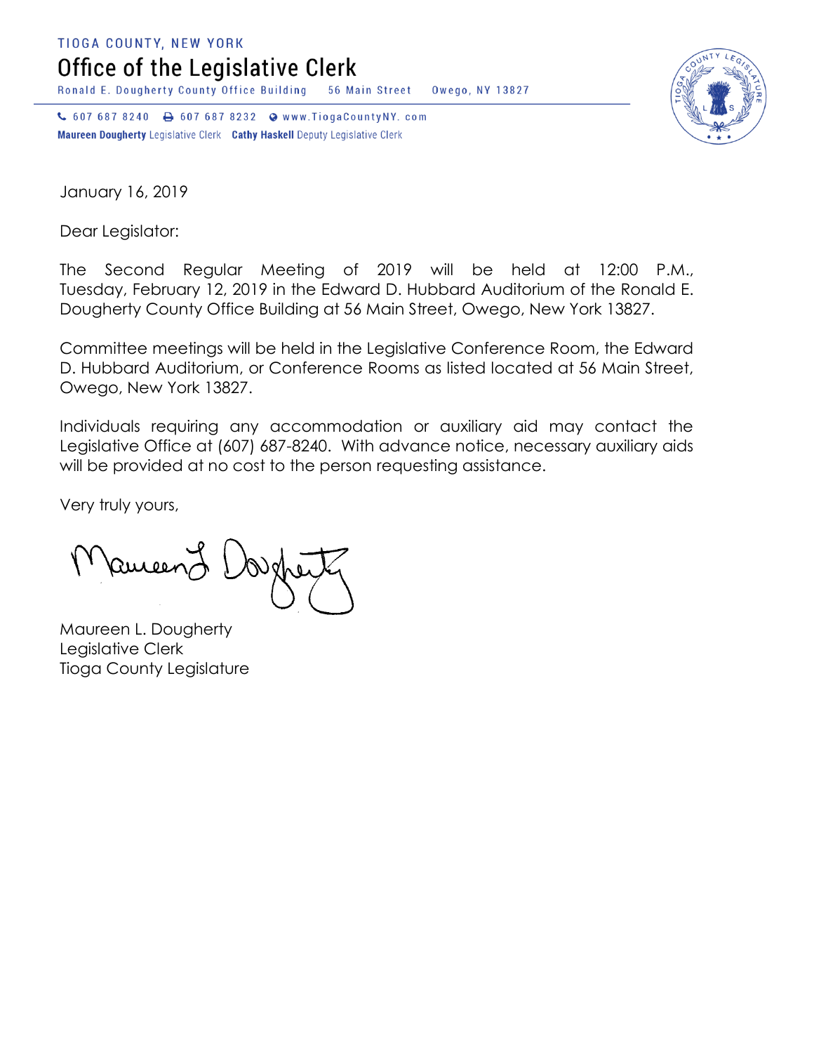TIOGA COUNTY, NEW YORK

# Office of the Legislative Clerk

Ronald E. Dougherty County Office Building 56 Main Street Owego, NY 13827

607 687 8240 607 687 8232 www.TiogaCountyNY. com

**Maureen Dougherty** Legislative Clerk **Cathy Haskell** Deputy Legislative Clerk

January 16, 2019

Dear Legislator:

The Second Regular Meeting of 2019 will be held at 12:00 P.M., Tuesday, February 12, 2019 in the Edward D. Hubbard Auditorium of the Ronald E. Dougherty County Office Building at 56 Main Street, Owego, New York 13827.

Committee meetings will be held in the Legislative Conference Room, the Edward D. Hubbard Auditorium, or Conference Rooms as listed located at 56 Main Street, Owego, New York 13827.

Individuals requiring any accommodation or auxiliary aid may contact the Legislative Office at (607) 687-8240. With advance notice, necessary auxiliary aids will be provided at no cost to the person requesting assistance.

Very truly yours,

Maureen L. Dougherty
Legislative Clerk
Tioga County Legislature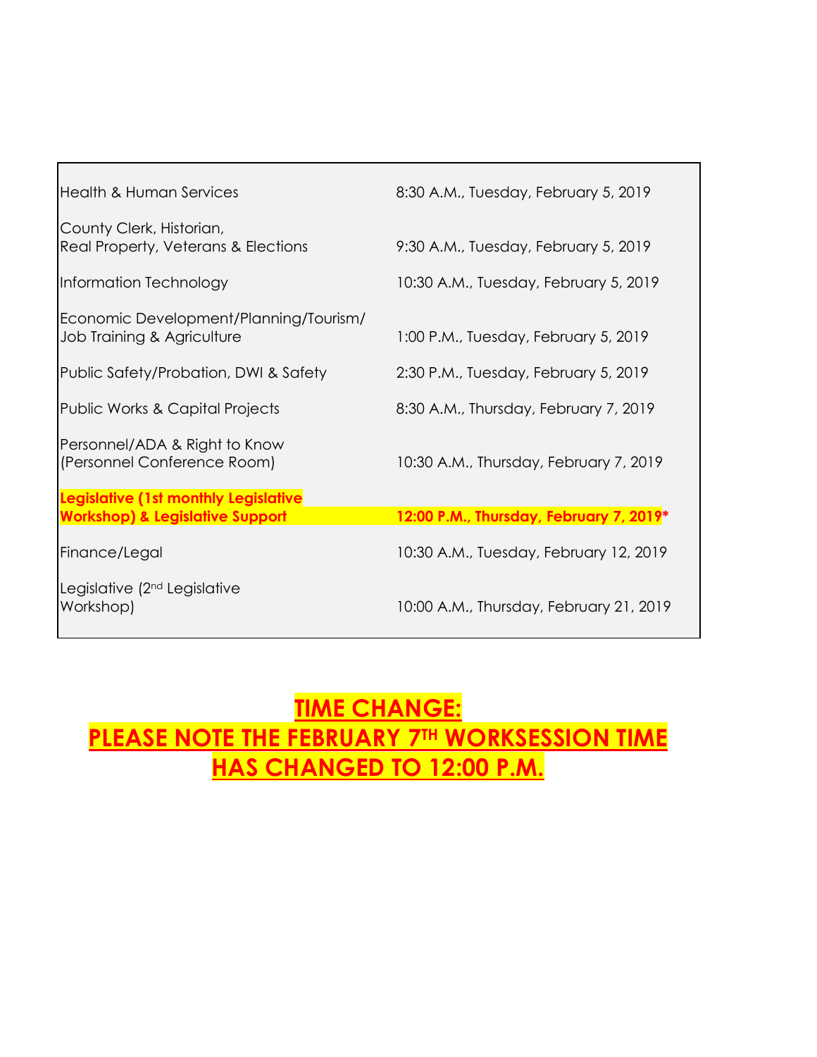| | |
|---|---|
| Health & Human Services | 8:30 A.M., Tuesday, February 5, 2019 |
| County Clerk, Historian, Real Property, Veterans & Elections | 9:30 A.M., Tuesday, February 5, 2019 |
| Information Technology | 10:30 A.M., Tuesday, February 5, 2019 |
| Economic Development/Planning/Tourism/ Job Training & Agriculture | 1:00 P.M., Tuesday, February 5, 2019 |
| Public Safety/Probation, DWI & Safety | 2:30 P.M., Tuesday, February 5, 2019 |
| Public Works & Capital Projects | 8:30 A.M., Thursday, February 7, 2019 |
| Personnel/ADA & Right to Know (Personnel Conference Room) | 10:30 A.M., Thursday, February 7, 2019 |
| **Legislative (1st monthly Legislative Workshop) & Legislative Support** | **12:00 P.M., Thursday, February 7, 2019*** |
| Finance/Legal | 10:30 A.M., Tuesday, February 12, 2019 |
| Legislative (2nd Legislative Workshop) | 10:00 A.M., Thursday, February 21, 2019 |

**TIME CHANGE:**
**PLEASE NOTE THE FEBRUARY 7TH WORKSESSION TIME HAS CHANGED TO 12:00 P.M.**